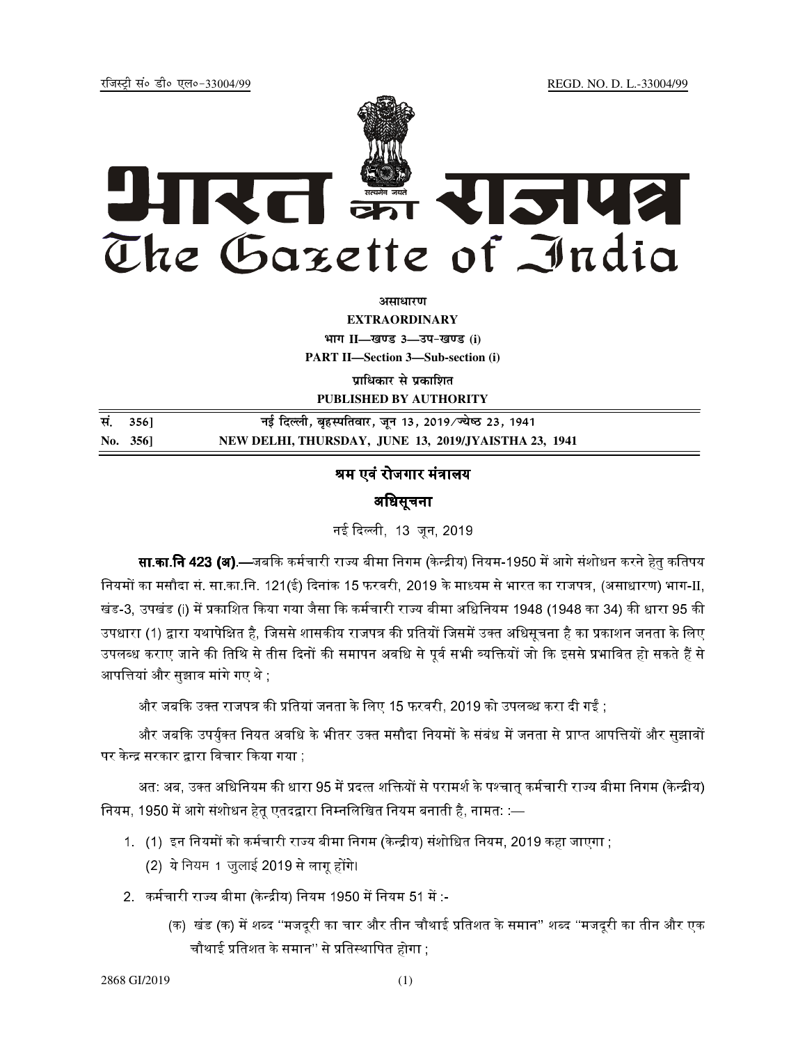रजिस्ट्री सं० डी० एल०-33004/99 REGD. NO. D. L.-33004/99

# भारत का राजपत्र
# The Gazette of India

**असाधारण**

**EXTRAORDINARY**

**भाग II—खण्ड 3—उप-खण्ड (i)**

**PART II—Section 3—Sub-section (i)**

**प्राधिकार से प्रकाशित**

**PUBLISHED BY AUTHORITY**

| | |
|---|---|
| सं. 356] | नई दिल्ली, बृहस्पतिवार, जून 13, 2019/ज्येष्ठ 23, 1941 |
| No. 356] | NEW DELHI, THURSDAY, JUNE 13, 2019/JYAISTHA 23, 1941 |

## श्रम एवं रोजगार मंत्रालय

## अधिसूचना

नई दिल्ली, 13 जून, 2019

**सा.का.नि 423 (अ).**—जबकि कर्मचारी राज्य बीमा निगम (केन्द्रीय) नियम-1950 में आगे संशोधन करने हेतु कतिपय नियमों का मसौदा सं. सा.का.नि. 121(ई) दिनांक 15 फरवरी, 2019 के माध्यम से भारत का राजपत्र, (असाधारण) भाग-II, खंड-3, उपखंड (i) में प्रकाशित किया गया जैसा कि कर्मचारी राज्य बीमा अधिनियम 1948 (1948 का 34) की धारा 95 की उपधारा (1) द्वारा यथापेक्षित है, जिससे शासकीय राजपत्र की प्रतियों जिसमें उक्त अधिसूचना है का प्रकाशन जनता के लिए उपलब्ध कराए जाने की तिथि से तीस दिनों की समापन अवधि से पूर्व सभी व्यक्तियों जो कि इससे प्रभावित हो सकते हैं से आपत्तियां और सुझाव मांगे गए थे ;

और जबकि उक्त राजपत्र की प्रतियां जनता के लिए 15 फरवरी, 2019 को उपलब्ध करा दी गईं ;

और जबकि उपर्युक्त नियत अवधि के भीतर उक्त मसौदा नियमों के संबंध में जनता से प्राप्त आपत्तियों और सुझावों पर केन्द्र सरकार द्वारा विचार किया गया ;

अतः अब, उक्त अधिनियम की धारा 95 में प्रदत्त शक्तियों से परामर्श के पश्चात् कर्मचारी राज्य बीमा निगम (केन्द्रीय) नियम, 1950 में आगे संशोधन हेतु एतदद्वारा निम्नलिखित नियम बनाती है, नामतः :—

1. (1) इन नियमों को कर्मचारी राज्य बीमा निगम (केन्द्रीय) संशोधित नियम, 2019 कहा जाएगा ;
   (2) ये नियम 1 जुलाई 2019 से लागू होंगे।
2. कर्मचारी राज्य बीमा (केन्द्रीय) नियम 1950 में नियम 51 में :-
   (क) खंड (क) में शब्द "मजदूरी का चार और तीन चौथाई प्रतिशत के समान" शब्द "मजदूरी का तीन और एक चौथाई प्रतिशत के समान" से प्रतिस्थापित होगा ;

2868 GI/2019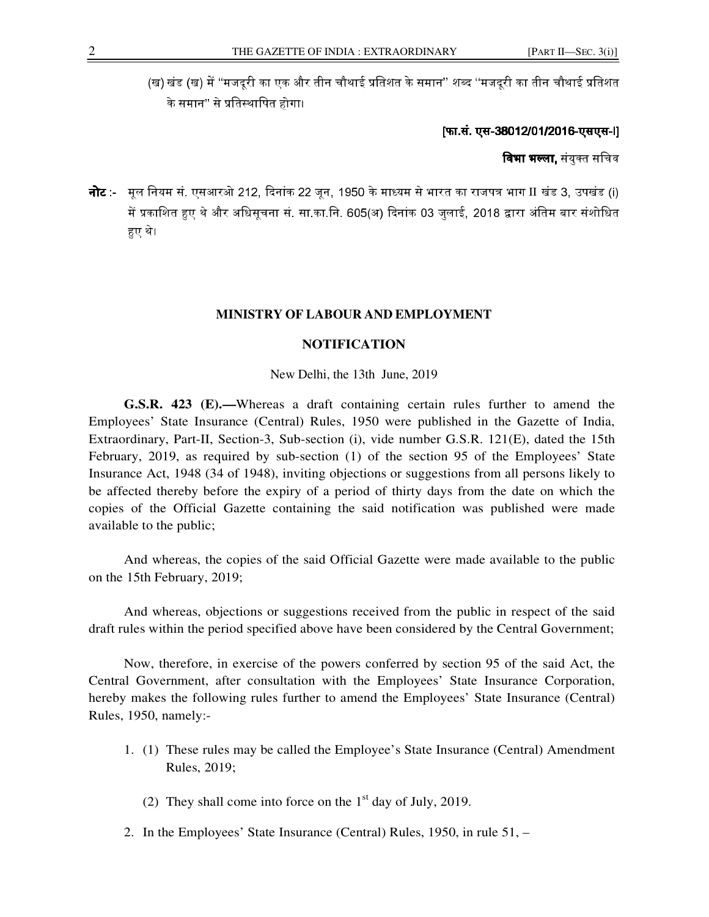(ख) खंड (ख) में "मजदूरी का एक और तीन चौथाई प्रतिशत के समान" शब्द "मजदूरी का तीन चौथाई प्रतिशत के समान" से प्रतिस्थापित होगा।

**[फा.सं. एस-38012/01/2016-एसएस-I]**

**विभा भल्ला,** संयुक्त सचिव

**नोट** :- मूल नियम सं. एसआरओ 212, दिनांक 22 जून, 1950 के माध्यम से भारत का राजपत्र भाग II खंड 3, उपखंड (i) में प्रकाशित हुए थे और अधिसूचना सं. सा.का.नि. 605(अ) दिनांक 03 जुलाई, 2018 द्वारा अंतिम बार संशोधित हुए थे।

## MINISTRY OF LABOUR AND EMPLOYMENT

## NOTIFICATION

New Delhi, the 13th June, 2019

**G.S.R. 423 (E).—**Whereas a draft containing certain rules further to amend the Employees' State Insurance (Central) Rules, 1950 were published in the Gazette of India, Extraordinary, Part-II, Section-3, Sub-section (i), vide number G.S.R. 121(E), dated the 15th February, 2019, as required by sub-section (1) of the section 95 of the Employees' State Insurance Act, 1948 (34 of 1948), inviting objections or suggestions from all persons likely to be affected thereby before the expiry of a period of thirty days from the date on which the copies of the Official Gazette containing the said notification was published were made available to the public;

And whereas, the copies of the said Official Gazette were made available to the public on the 15th February, 2019;

And whereas, objections or suggestions received from the public in respect of the said draft rules within the period specified above have been considered by the Central Government;

Now, therefore, in exercise of the powers conferred by section 95 of the said Act, the Central Government, after consultation with the Employees' State Insurance Corporation, hereby makes the following rules further to amend the Employees' State Insurance (Central) Rules, 1950, namely:-

1. (1) These rules may be called the Employee's State Insurance (Central) Amendment Rules, 2019;

   (2) They shall come into force on the 1st day of July, 2019.

2. In the Employees' State Insurance (Central) Rules, 1950, in rule 51, –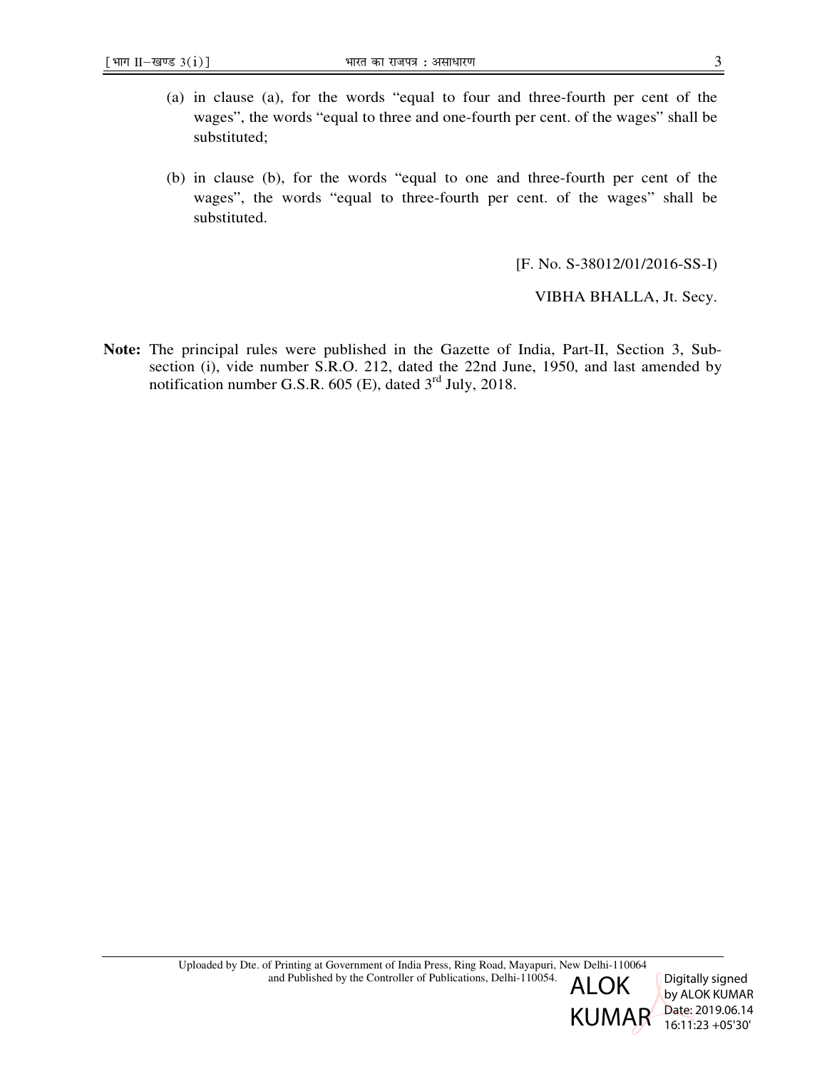(a) in clause (a), for the words "equal to four and three-fourth per cent of the wages", the words "equal to three and one-fourth per cent. of the wages" shall be substituted;

(b) in clause (b), for the words "equal to one and three-fourth per cent of the wages", the words "equal to three-fourth per cent. of the wages" shall be substituted.

[F. No. S-38012/01/2016-SS-I)

VIBHA BHALLA, Jt. Secy.

**Note:** The principal rules were published in the Gazette of India, Part-II, Section 3, Sub-section (i), vide number S.R.O. 212, dated the 22nd June, 1950, and last amended by notification number G.S.R. 605 (E), dated 3rd July, 2018.

Uploaded by Dte. of Printing at Government of India Press, Ring Road, Mayapuri, New Delhi-110064 and Published by the Controller of Publications, Delhi-110054.

ALOK KUMAR

Digitally signed by ALOK KUMAR
Date: 2019.06.14 16:11:23 +05'30'